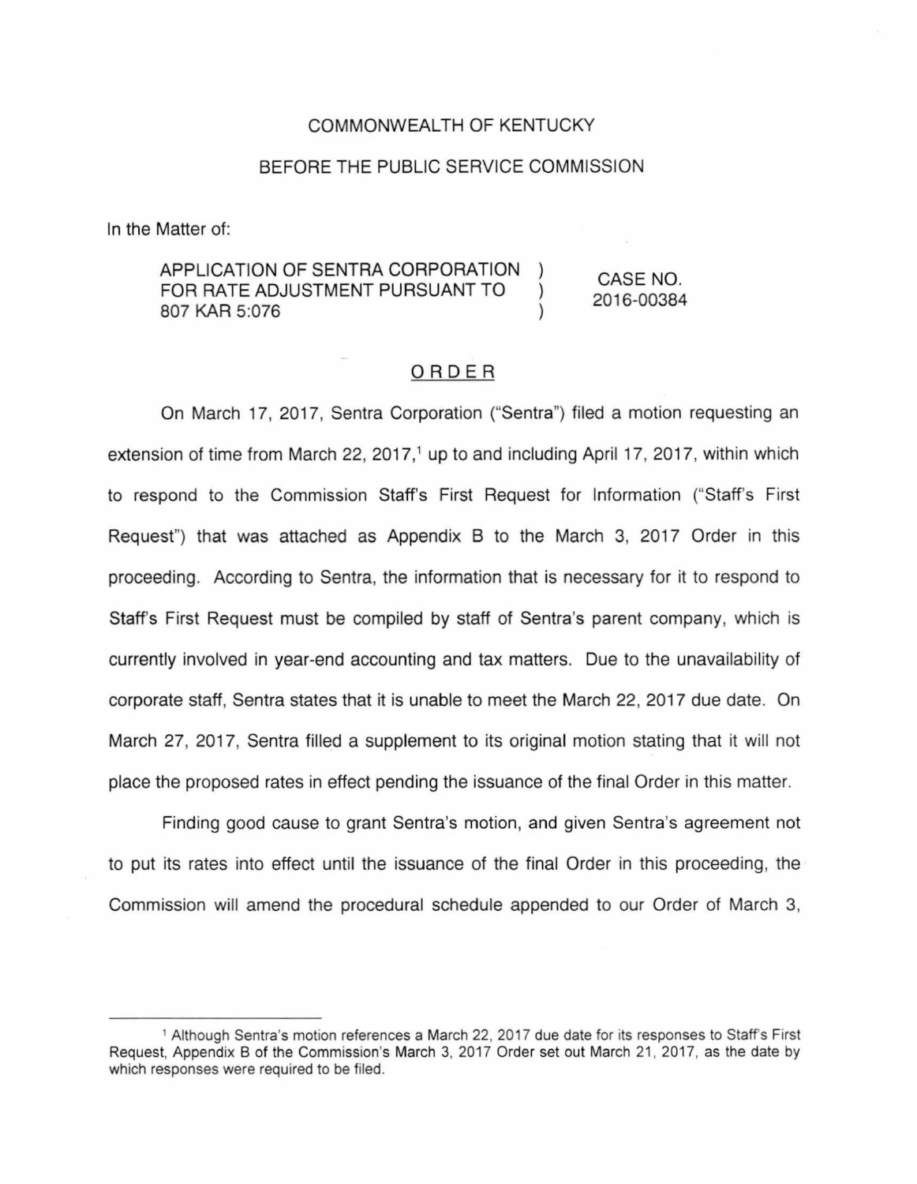COMMONWEALTH OF KENTUCKY

BEFORE THE PUBLIC SERVICE COMMISSION

In the Matter of:

| | | |
|---|---|---|
| APPLICATION OF SENTRA CORPORATION FOR RATE ADJUSTMENT PURSUANT TO 807 KAR 5:076 | ) ) ) | CASE NO. 2016-00384 |

ORDER

On March 17, 2017, Sentra Corporation ("Sentra") filed a motion requesting an extension of time from March 22, 2017,[1] up to and including April 17, 2017, within which to respond to the Commission Staff's First Request for Information ("Staff's First Request") that was attached as Appendix B to the March 3, 2017 Order in this proceeding. According to Sentra, the information that is necessary for it to respond to Staff's First Request must be compiled by staff of Sentra's parent company, which is currently involved in year-end accounting and tax matters. Due to the unavailability of corporate staff, Sentra states that it is unable to meet the March 22, 2017 due date. On March 27, 2017, Sentra filled a supplement to its original motion stating that it will not place the proposed rates in effect pending the issuance of the final Order in this matter.

Finding good cause to grant Sentra's motion, and given Sentra's agreement not to put its rates into effect until the issuance of the final Order in this proceeding, the Commission will amend the procedural schedule appended to our Order of March 3,

---

[1] Although Sentra's motion references a March 22, 2017 due date for its responses to Staff's First Request, Appendix B of the Commission's March 3, 2017 Order set out March 21, 2017, as the date by which responses were required to be filed.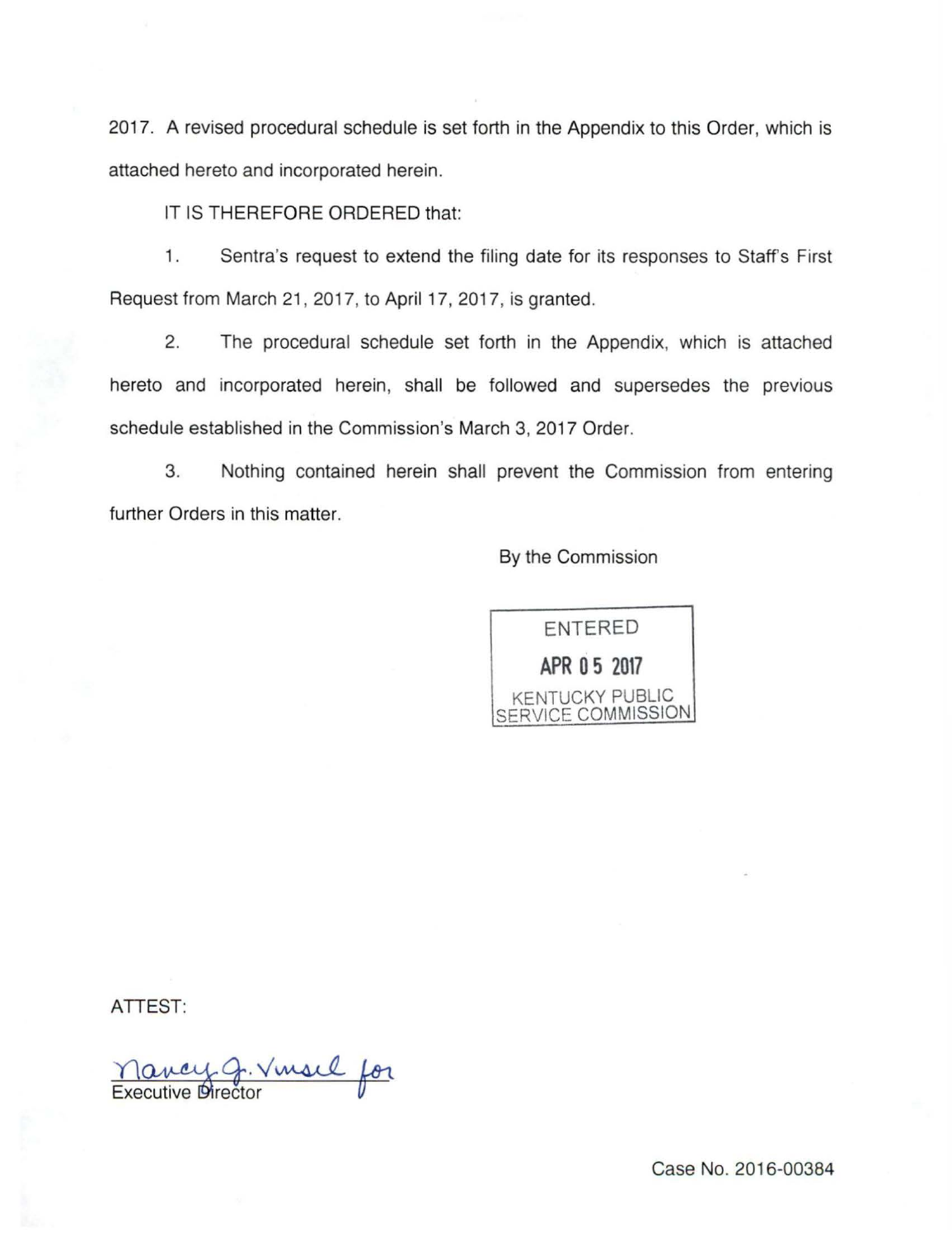2017. A revised procedural schedule is set forth in the Appendix to this Order, which is attached hereto and incorporated herein.

IT IS THEREFORE ORDERED that:

1. Sentra's request to extend the filing date for its responses to Staff's First Request from March 21, 2017, to April 17, 2017, is granted.

2. The procedural schedule set forth in the Appendix, which is attached hereto and incorporated herein, shall be followed and supersedes the previous schedule established in the Commission's March 3, 2017 Order.

3. Nothing contained herein shall prevent the Commission from entering further Orders in this matter.

By the Commission

ENTERED
APR 05 2017
KENTUCKY PUBLIC SERVICE COMMISSION

ATTEST:

Nancy J. Vinsel for
Executive Director

Case No. 2016-00384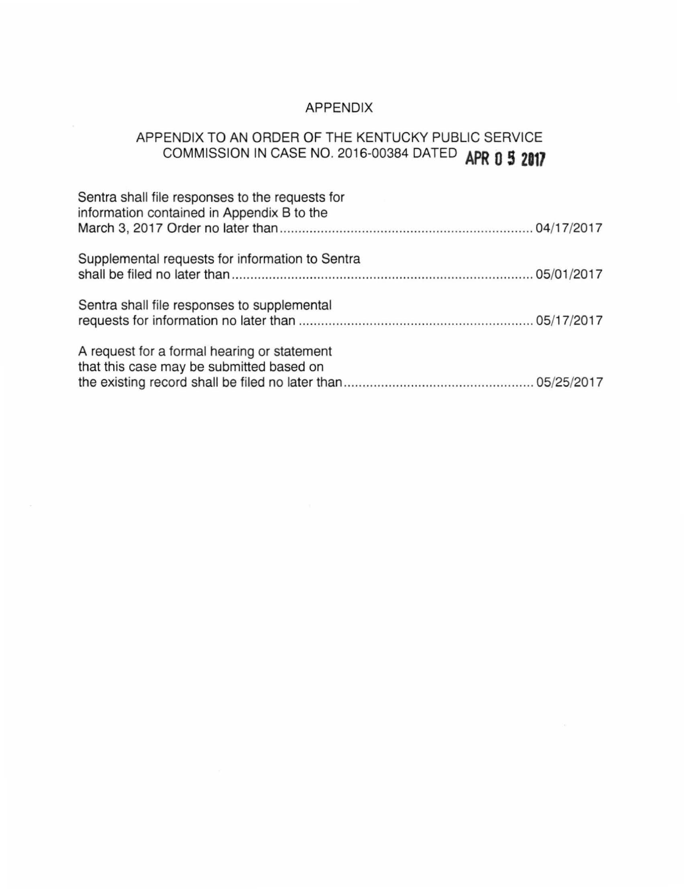# APPENDIX

## APPENDIX TO AN ORDER OF THE KENTUCKY PUBLIC SERVICE COMMISSION IN CASE NO. 2016-00384 DATED APR 05 2017

Sentra shall file responses to the requests for information contained in Appendix B to the March 3, 2017 Order no later than .................................................................... 04/17/2017

Supplemental requests for information to Sentra shall be filed no later than ................................................................................ 05/01/2017

Sentra shall file responses to supplemental requests for information no later than .............................................................. 05/17/2017

A request for a formal hearing or statement that this case may be submitted based on the existing record shall be filed no later than .................................................. 05/25/2017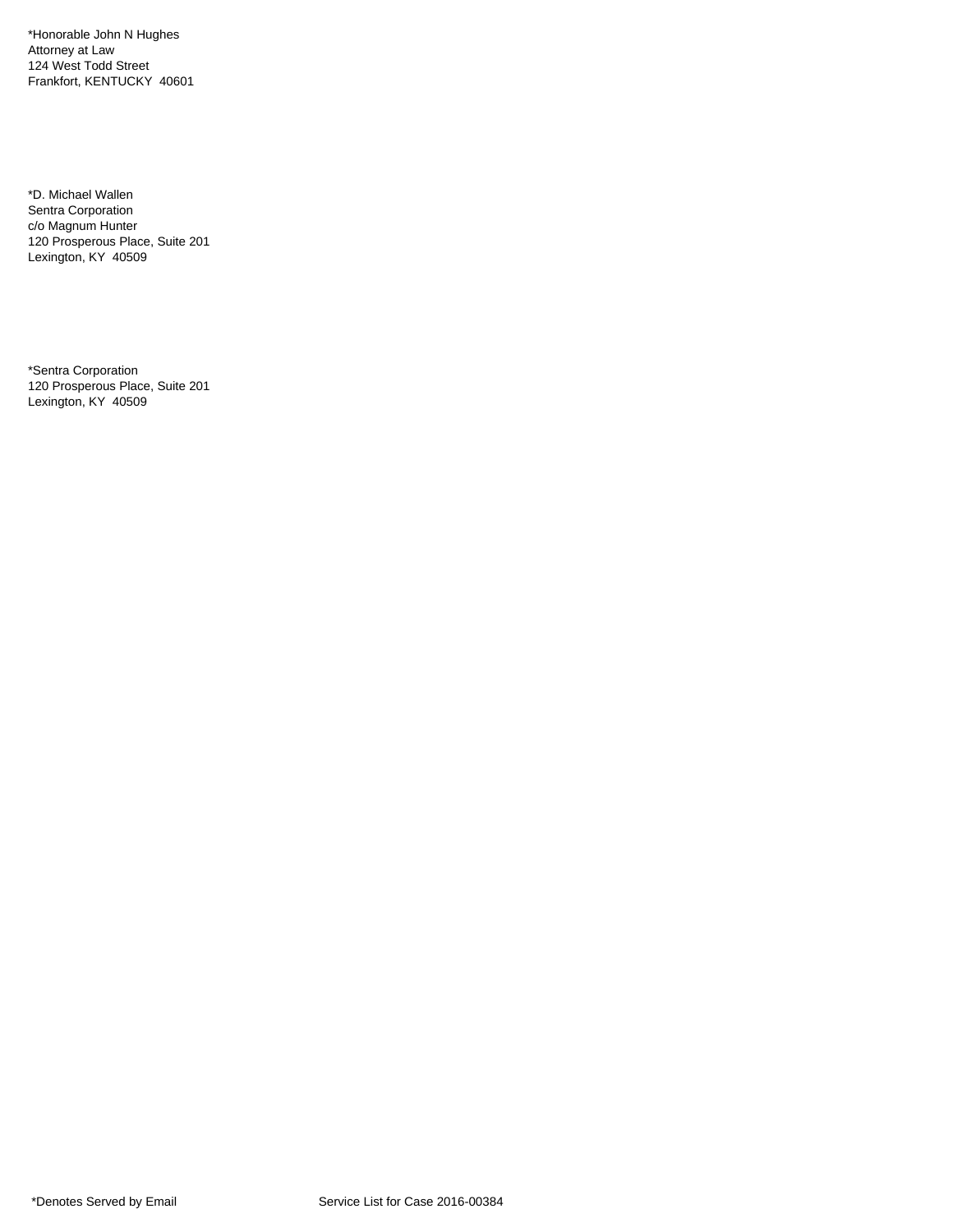*Honorable John N Hughes
Attorney at Law
124 West Todd Street
Frankfort, KENTUCKY  40601

*D. Michael Wallen
Sentra Corporation
c/o Magnum Hunter
120 Prosperous Place, Suite 201
Lexington, KY  40509

*Sentra Corporation
120 Prosperous Place, Suite 201
Lexington, KY  40509

*Denotes Served by Email

Service List for Case 2016-00384